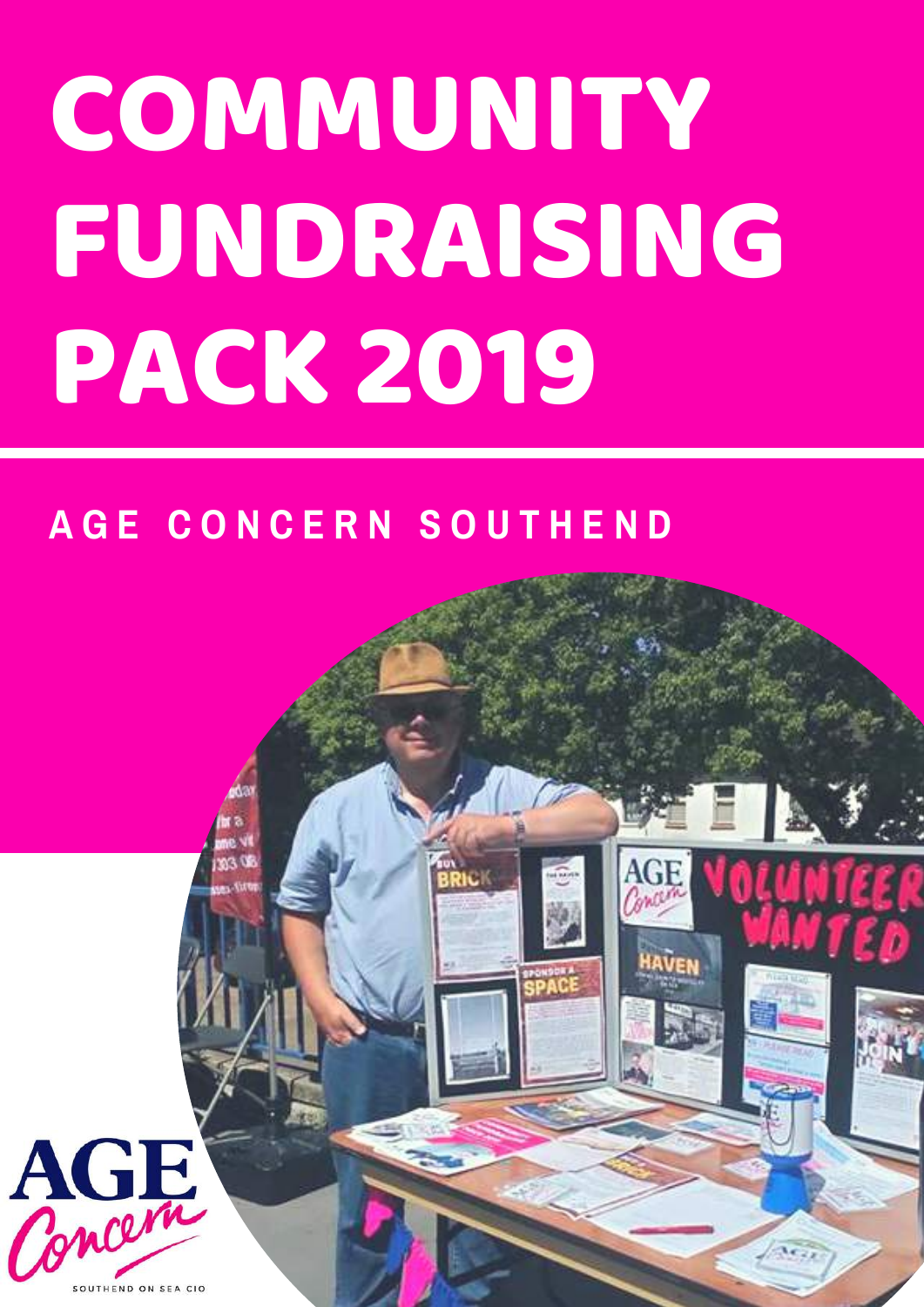# COMMUNITY FUNDRAISING PACK 2019

## AGE CONCERN SOUTHEND

AGE Concern

SOUTHEND ON SEA CIO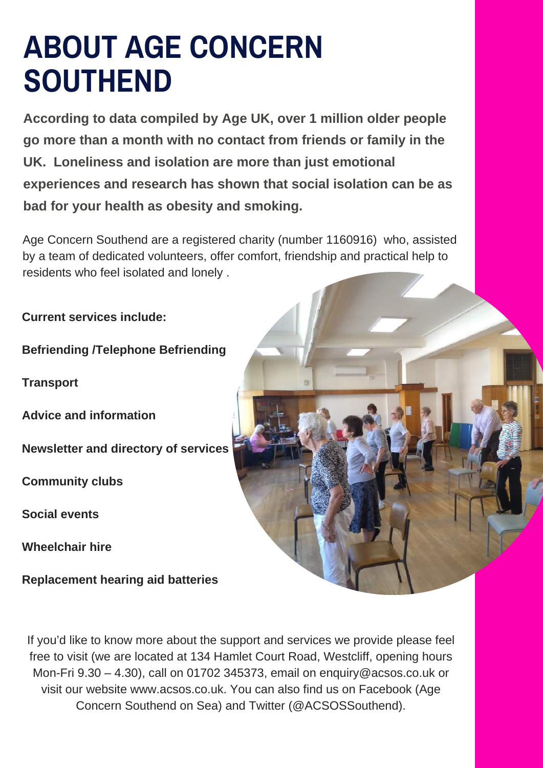# ABOUT AGE CONCERN SOUTHEND

**According to data compiled by Age UK, over 1 million older people go more than a month with no contact from friends or family in the UK. Loneliness and isolation are more than just emotional experiences and research has shown that social isolation can be as bad for your health as obesity and smoking.**

Age Concern Southend are a registered charity (number 1160916) who, assisted by a team of dedicated volunteers, offer comfort, friendship and practical help to residents who feel isolated and lonely .

**Current services include:**

**Befriending /Telephone Befriending**

**Transport**

**Advice and information**

**Newsletter and directory of services**

**Community clubs**

**Social events**

**Wheelchair hire**

**Replacement hearing aid batteries**

If you'd like to know more about the support and services we provide please feel free to visit (we are located at 134 Hamlet Court Road, Westcliff, opening hours Mon-Fri 9.30 – 4.30), call on 01702 345373, email on enquiry@acsos.co.uk or visit our website www.acsos.co.uk. You can also find us on Facebook (Age Concern Southend on Sea) and Twitter (@ACSOSSouthend).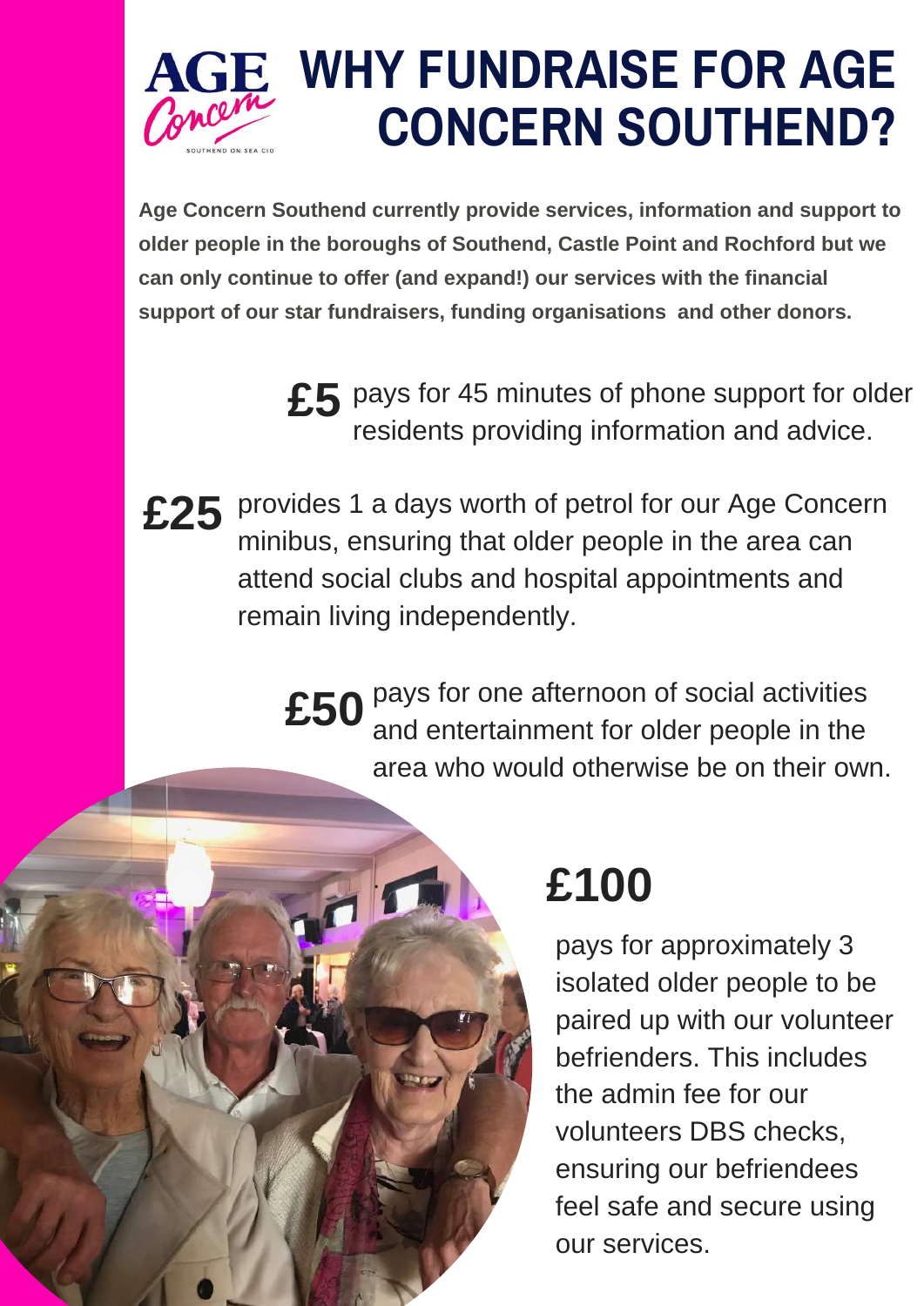# WHY FUNDRAISE FOR AGE CONCERN SOUTHEND?

**Age Concern Southend currently provide services, information and support to older people in the boroughs of Southend, Castle Point and Rochford but we can only continue to offer (and expand!) our services with the financial support of our star fundraisers, funding organisations and other donors.**

**£5** pays for 45 minutes of phone support for older residents providing information and advice.

**£25** provides 1 a days worth of petrol for our Age Concern minibus, ensuring that older people in the area can attend social clubs and hospital appointments and remain living independently.

**£50** pays for one afternoon of social activities and entertainment for older people in the area who would otherwise be on their own.

**£100**

pays for approximately 3 isolated older people to be paired up with our volunteer befrienders. This includes the admin fee for our volunteers DBS checks, ensuring our befriendees feel safe and secure using our services.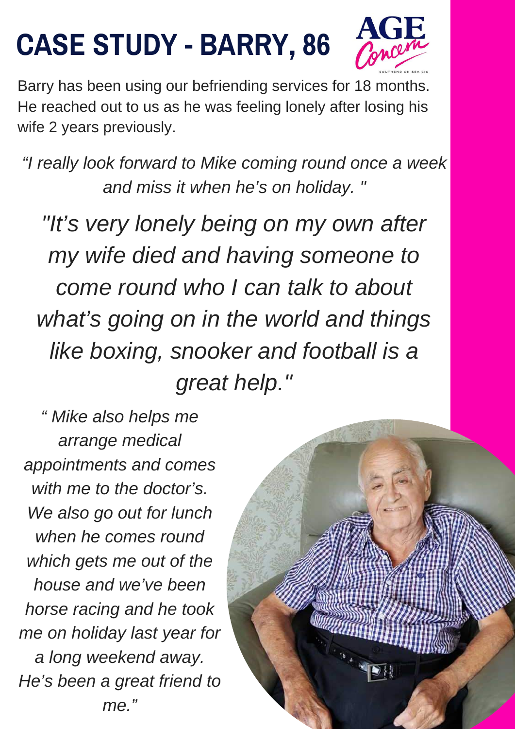# CASE STUDY - BARRY, 86

Barry has been using our befriending services for 18 months. He reached out to us as he was feeling lonely after losing his wife 2 years previously.

*"I really look forward to Mike coming round once a week and miss it when he's on holiday. "*

*"It's very lonely being on my own after my wife died and having someone to come round who I can talk to about what's going on in the world and things like boxing, snooker and football is a great help."*

*" Mike also helps me arrange medical appointments and comes with me to the doctor's. We also go out for lunch when he comes round which gets me out of the house and we've been horse racing and he took me on holiday last year for a long weekend away. He's been a great friend to me."*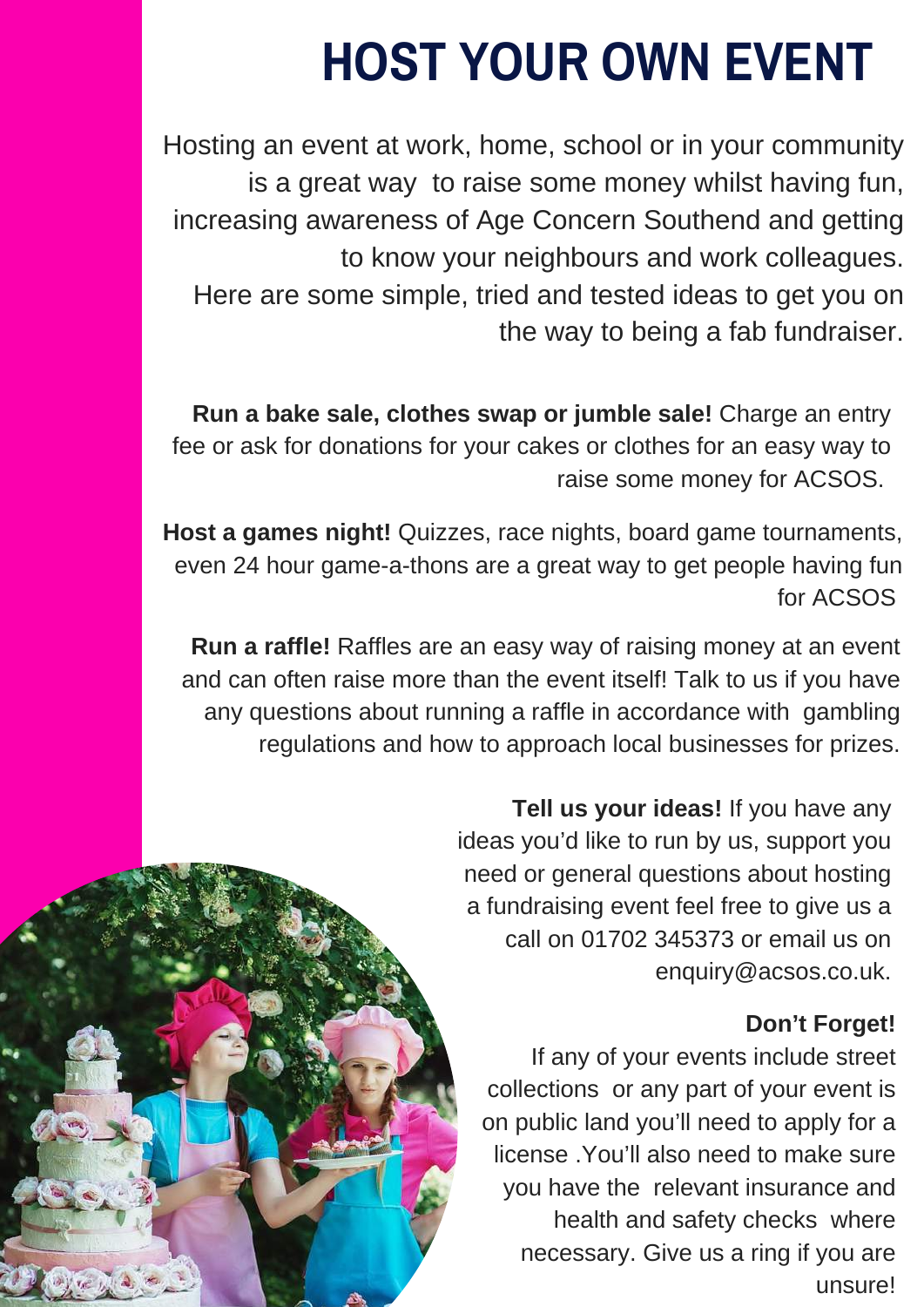# HOST YOUR OWN EVENT

Hosting an event at work, home, school or in your community is a great way to raise some money whilst having fun, increasing awareness of Age Concern Southend and getting to know your neighbours and work colleagues. Here are some simple, tried and tested ideas to get you on the way to being a fab fundraiser.

**Run a bake sale, clothes swap or jumble sale!** Charge an entry fee or ask for donations for your cakes or clothes for an easy way to raise some money for ACSOS.

**Host a games night!** Quizzes, race nights, board game tournaments, even 24 hour game-a-thons are a great way to get people having fun for ACSOS

**Run a raffle!** Raffles are an easy way of raising money at an event and can often raise more than the event itself! Talk to us if you have any questions about running a raffle in accordance with gambling regulations and how to approach local businesses for prizes.

**Tell us your ideas!** If you have any ideas you'd like to run by us, support you need or general questions about hosting a fundraising event feel free to give us a call on 01702 345373 or email us on enquiry@acsos.co.uk.

**Don't Forget!**

If any of your events include street collections or any part of your event is on public land you'll need to apply for a license .You'll also need to make sure you have the relevant insurance and health and safety checks where necessary. Give us a ring if you are unsure!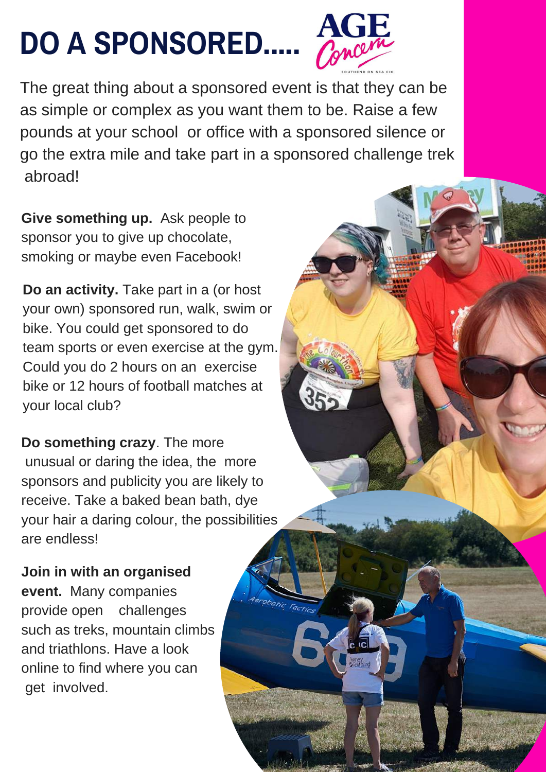# DO A SPONSORED.....

The great thing about a sponsored event is that they can be as simple or complex as you want them to be. Raise a few pounds at your school or office with a sponsored silence or go the extra mile and take part in a sponsored challenge trek abroad!

**Give something up.** Ask people to sponsor you to give up chocolate, smoking or maybe even Facebook!

**Do an activity.** Take part in a (or host your own) sponsored run, walk, swim or bike. You could get sponsored to do team sports or even exercise at the gym. Could you do 2 hours on an exercise bike or 12 hours of football matches at your local club?

**Do something crazy**. The more unusual or daring the idea, the more sponsors and publicity you are likely to receive. Take a baked bean bath, dye your hair a daring colour, the possibilities are endless!

**Join in with an organised event.** Many companies provide open challenges such as treks, mountain climbs and triathlons. Have a look online to find where you can get involved.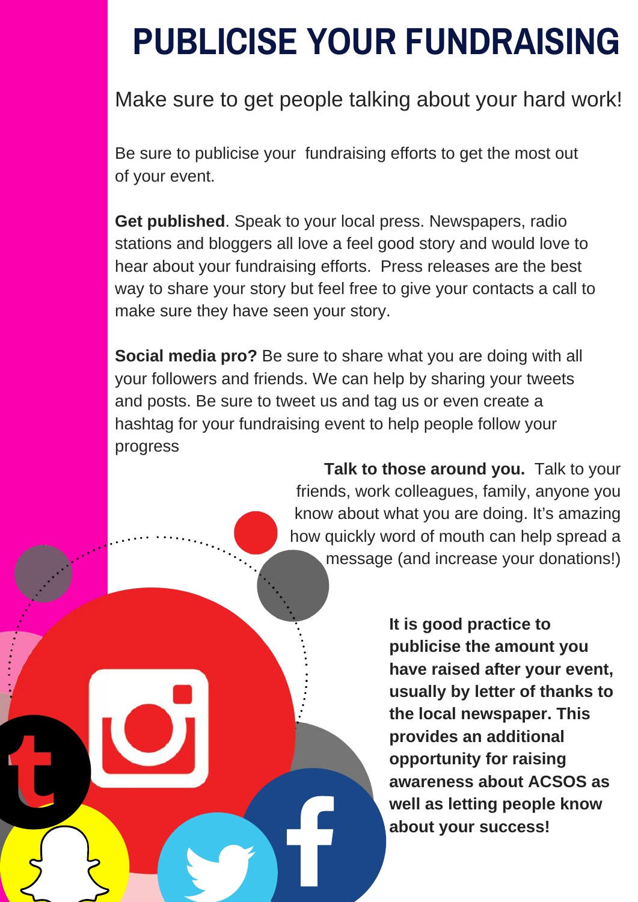# PUBLICISE YOUR FUNDRAISING

Make sure to get people talking about your hard work!

Be sure to publicise your fundraising efforts to get the most out of your event.

**Get published**. Speak to your local press. Newspapers, radio stations and bloggers all love a feel good story and would love to hear about your fundraising efforts. Press releases are the best way to share your story but feel free to give your contacts a call to make sure they have seen your story.

**Social media pro?** Be sure to share what you are doing with all your followers and friends. We can help by sharing your tweets and posts. Be sure to tweet us and tag us or even create a hashtag for your fundraising event to help people follow your progress

**Talk to those around you.** Talk to your friends, work colleagues, family, anyone you know about what you are doing. It's amazing how quickly word of mouth can help spread a message (and increase your donations!)

**It is good practice to publicise the amount you have raised after your event, usually by letter of thanks to the local newspaper. This provides an additional opportunity for raising awareness about ACSOS as well as letting people know about your success!**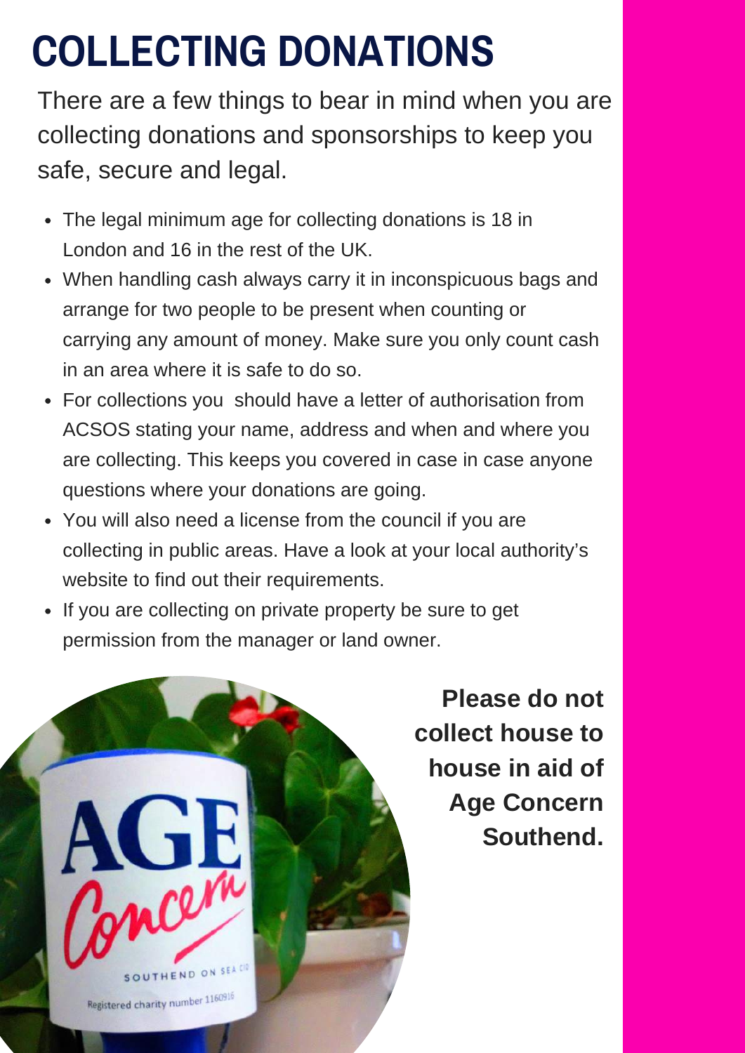# COLLECTING DONATIONS

There are a few things to bear in mind when you are collecting donations and sponsorships to keep you safe, secure and legal.

- The legal minimum age for collecting donations is 18 in London and 16 in the rest of the UK.
- When handling cash always carry it in inconspicuous bags and arrange for two people to be present when counting or carrying any amount of money. Make sure you only count cash in an area where it is safe to do so.
- For collections you should have a letter of authorisation from ACSOS stating your name, address and when and where you are collecting. This keeps you covered in case in case anyone questions where your donations are going.
- You will also need a license from the council if you are collecting in public areas. Have a look at your local authority's website to find out their requirements.
- If you are collecting on private property be sure to get permission from the manager or land owner.

**Please do not collect house to house in aid of Age Concern Southend.**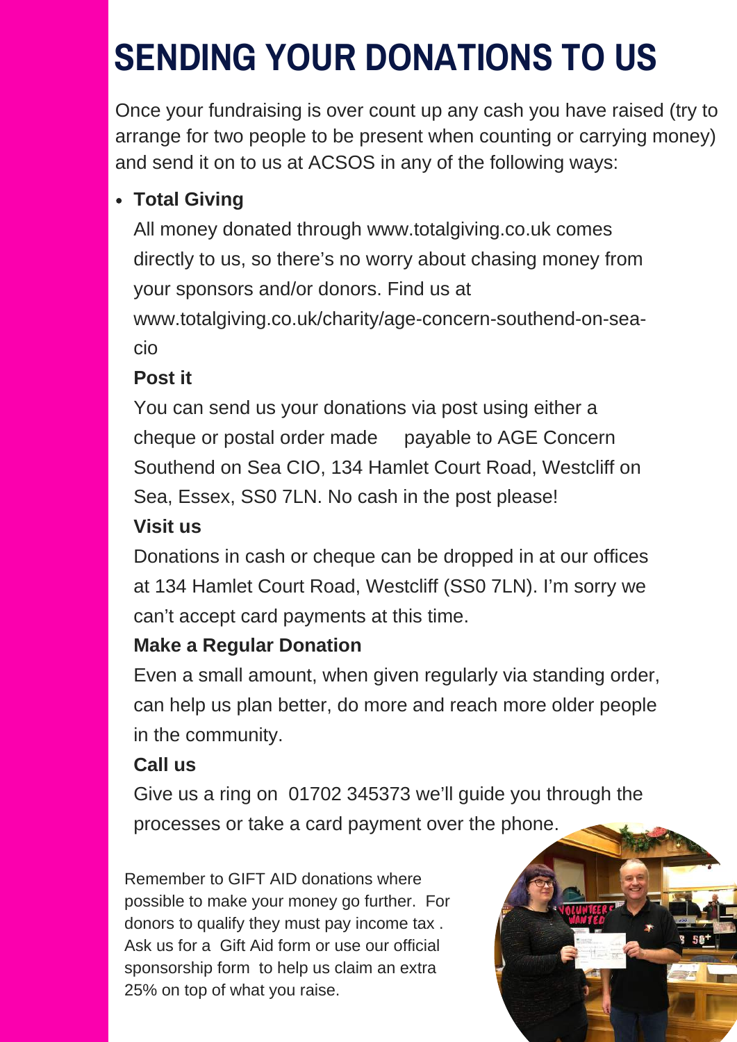# SENDING YOUR DONATIONS TO US

Once your fundraising is over count up any cash you have raised (try to arrange for two people to be present when counting or carrying money) and send it on to us at ACSOS in any of the following ways:

- **Total Giving**

  All money donated through www.totalgiving.co.uk comes directly to us, so there's no worry about chasing money from your sponsors and/or donors. Find us at www.totalgiving.co.uk/charity/age-concern-southend-on-sea-cio

  **Post it**

  You can send us your donations via post using either a cheque or postal order made payable to AGE Concern Southend on Sea CIO, 134 Hamlet Court Road, Westcliff on Sea, Essex, SS0 7LN. No cash in the post please!

  **Visit us**

  Donations in cash or cheque can be dropped in at our offices at 134 Hamlet Court Road, Westcliff (SS0 7LN). I'm sorry we can't accept card payments at this time.

  **Make a Regular Donation**

  Even a small amount, when given regularly via standing order, can help us plan better, do more and reach more older people in the community.

  **Call us**

  Give us a ring on 01702 345373 we'll guide you through the processes or take a card payment over the phone.

Remember to GIFT AID donations where possible to make your money go further. For donors to qualify they must pay income tax . Ask us for a Gift Aid form or use our official sponsorship form to help us claim an extra 25% on top of what you raise.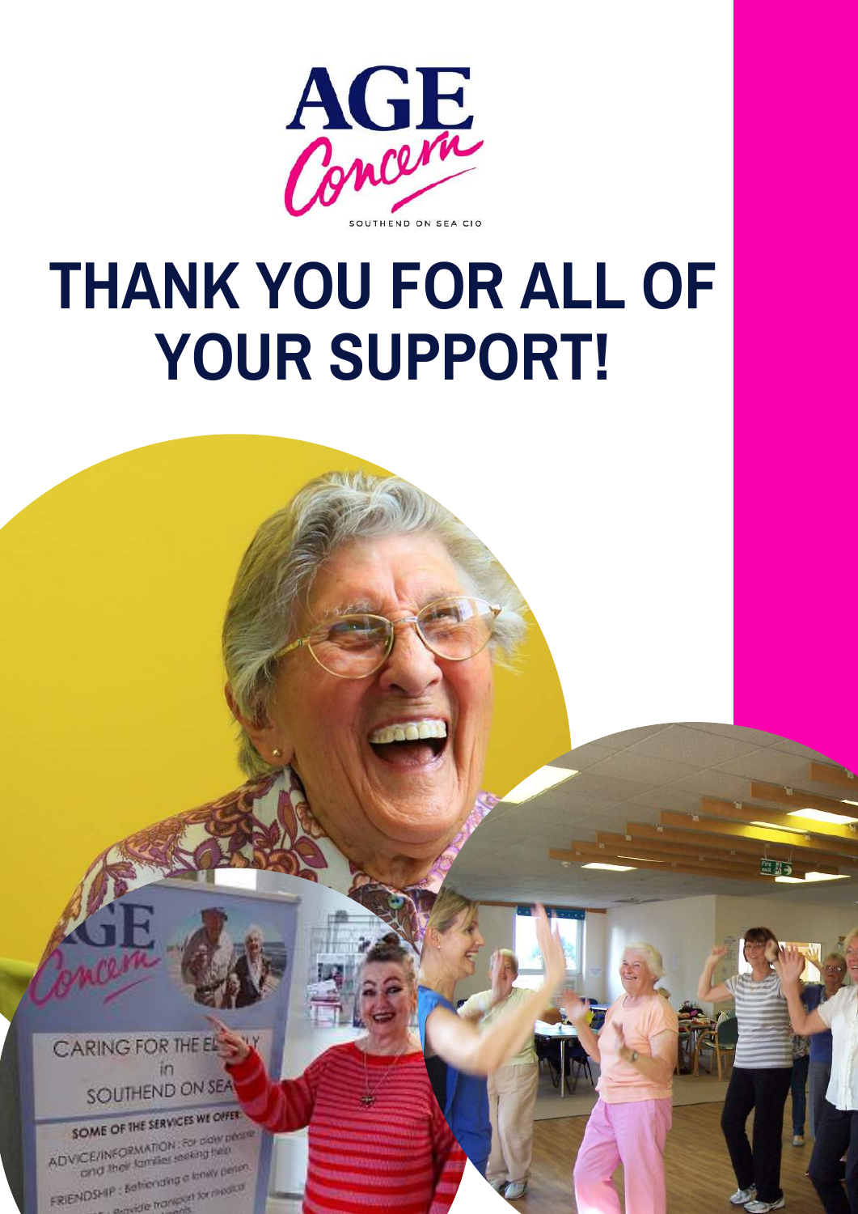AGE
Concern
SOUTHEND ON SEA CIO

# THANK YOU FOR ALL OF YOUR SUPPORT!